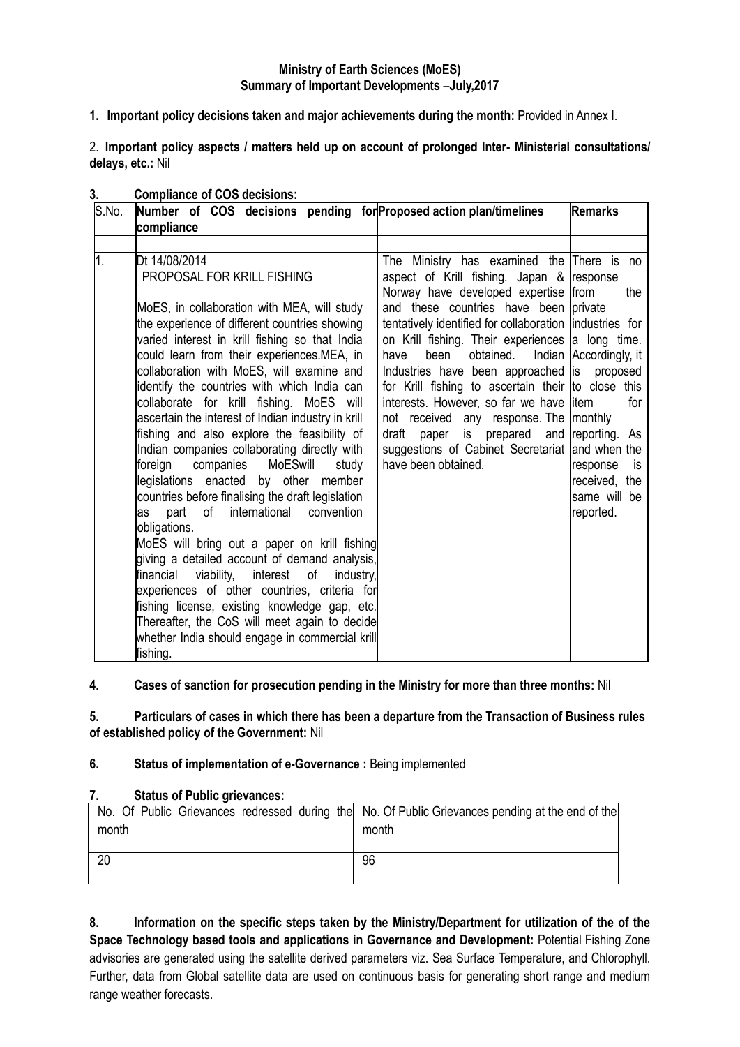**Ministry of Earth Sciences (MoES)**
**Summary of Important Developments –July,2017**

**1. Important policy decisions taken and major achievements during the month:** Provided in Annex I.

2. **Important policy aspects / matters held up on account of prolonged Inter- Ministerial consultations/ delays, etc.:** Nil

**3. Compliance of COS decisions:**

| S.No. | Number of COS decisions pending for compliance | Proposed action plan/timelines | Remarks |
|---|---|---|---|
| 1. | Dt 14/08/2014<br>PROPOSAL FOR KRILL FISHING<br><br>MoES, in collaboration with MEA, will study the experience of different countries showing varied interest in krill fishing so that India could learn from their experiences.MEA, in collaboration with MoES, will examine and identify the countries with which India can collaborate for krill fishing. MoES will ascertain the interest of Indian industry in krill fishing and also explore the feasibility of Indian companies collaborating directly with foreign companies MoESwill study legislations enacted by other member countries before finalising the draft legislation as part of international convention obligations.<br>MoES will bring out a paper on krill fishing giving a detailed account of demand analysis, financial viability, interest of industry, experiences of other countries, criteria for fishing license, existing knowledge gap, etc. Thereafter, the CoS will meet again to decide whether India should engage in commercial krill fishing. | The Ministry has examined the aspect of Krill fishing. Japan & Norway have developed expertise and these countries have been tentatively identified for collaboration on Krill fishing. Their experiences have been obtained. Indian Industries have been approached for Krill fishing to ascertain their interests. However, so far we have not received any response. The draft paper is prepared and suggestions of Cabinet Secretariat have been obtained. | There is no response from the private industries for a long time. Accordingly, it is proposed to close this item for monthly reporting. As and when the response is received, the same will be reported. |

**4. Cases of sanction for prosecution pending in the Ministry for more than three months:** Nil

**5. Particulars of cases in which there has been a departure from the Transaction of Business rules of established policy of the Government:** Nil

**6. Status of implementation of e-Governance :** Being implemented

**7. Status of Public grievances:**

| No. Of Public Grievances redressed during the month | No. Of Public Grievances pending at the end of the month |
|---|---|
| 20 | 96 |

**8. Information on the specific steps taken by the Ministry/Department for utilization of the of the Space Technology based tools and applications in Governance and Development:** Potential Fishing Zone advisories are generated using the satellite derived parameters viz. Sea Surface Temperature, and Chlorophyll. Further, data from Global satellite data are used on continuous basis for generating short range and medium range weather forecasts.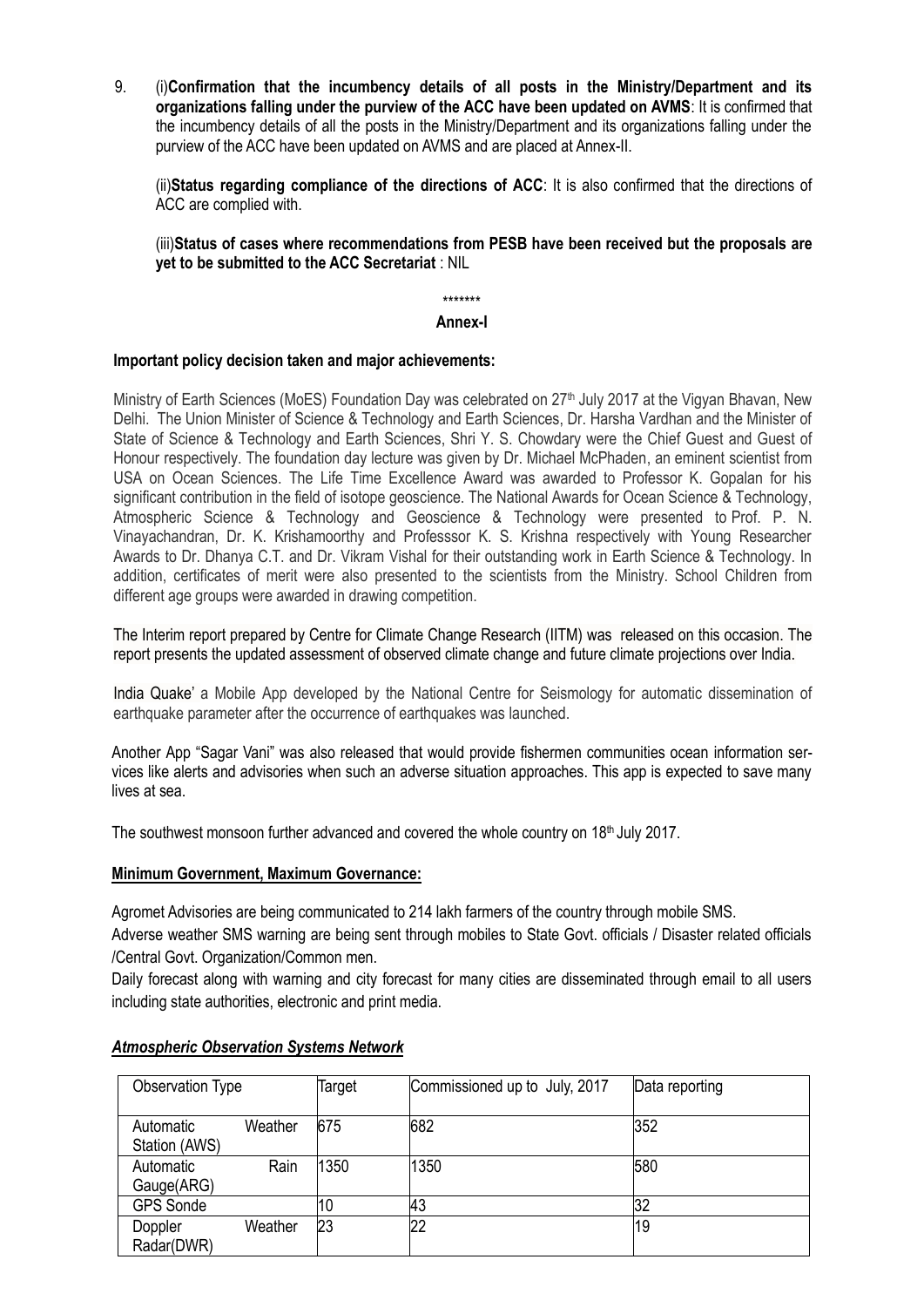9. (i)**Confirmation that the incumbency details of all posts in the Ministry/Department and its organizations falling under the purview of the ACC have been updated on AVMS**: It is confirmed that the incumbency details of all the posts in the Ministry/Department and its organizations falling under the purview of the ACC have been updated on AVMS and are placed at Annex-II.

   (ii)**Status regarding compliance of the directions of ACC**: It is also confirmed that the directions of ACC are complied with.

   (iii)**Status of cases where recommendations from PESB have been received but the proposals are yet to be submitted to the ACC Secretariat** : NIL

\*\*\*\*\*\*\*

**Annex-I**

**Important policy decision taken and major achievements:**

Ministry of Earth Sciences (MoES) Foundation Day was celebrated on 27th July 2017 at the Vigyan Bhavan, New Delhi. The Union Minister of Science & Technology and Earth Sciences, Dr. Harsha Vardhan and the Minister of State of Science & Technology and Earth Sciences, Shri Y. S. Chowdary were the Chief Guest and Guest of Honour respectively. The foundation day lecture was given by Dr. Michael McPhaden, an eminent scientist from USA on Ocean Sciences. The Life Time Excellence Award was awarded to Professor K. Gopalan for his significant contribution in the field of isotope geoscience. The National Awards for Ocean Science & Technology, Atmospheric Science & Technology and Geoscience & Technology were presented to Prof. P. N. Vinayachandran, Dr. K. Krishamoorthy and Professsor K. S. Krishna respectively with Young Researcher Awards to Dr. Dhanya C.T. and Dr. Vikram Vishal for their outstanding work in Earth Science & Technology. In addition, certificates of merit were also presented to the scientists from the Ministry. School Children from different age groups were awarded in drawing competition.

The Interim report prepared by Centre for Climate Change Research (IITM) was released on this occasion. The report presents the updated assessment of observed climate change and future climate projections over India.

India Quake' a Mobile App developed by the National Centre for Seismology for automatic dissemination of earthquake parameter after the occurrence of earthquakes was launched.

Another App "Sagar Vani" was also released that would provide fishermen communities ocean information services like alerts and advisories when such an adverse situation approaches. This app is expected to save many lives at sea.

The southwest monsoon further advanced and covered the whole country on 18th July 2017.

**Minimum Government, Maximum Governance:**

Agromet Advisories are being communicated to 214 lakh farmers of the country through mobile SMS.

Adverse weather SMS warning are being sent through mobiles to State Govt. officials / Disaster related officials /Central Govt. Organization/Common men.

Daily forecast along with warning and city forecast for many cities are disseminated through email to all users including state authorities, electronic and print media.

***Atmospheric Observation Systems Network***

| Observation Type | Target | Commissioned up to July, 2017 | Data reporting |
|---|---|---|---|
| Automatic Weather Station (AWS) | 675 | 682 | 352 |
| Automatic Rain Gauge(ARG) | 1350 | 1350 | 580 |
| GPS Sonde | 10 | 43 | 32 |
| Doppler Weather Radar(DWR) | 23 | 22 | 19 |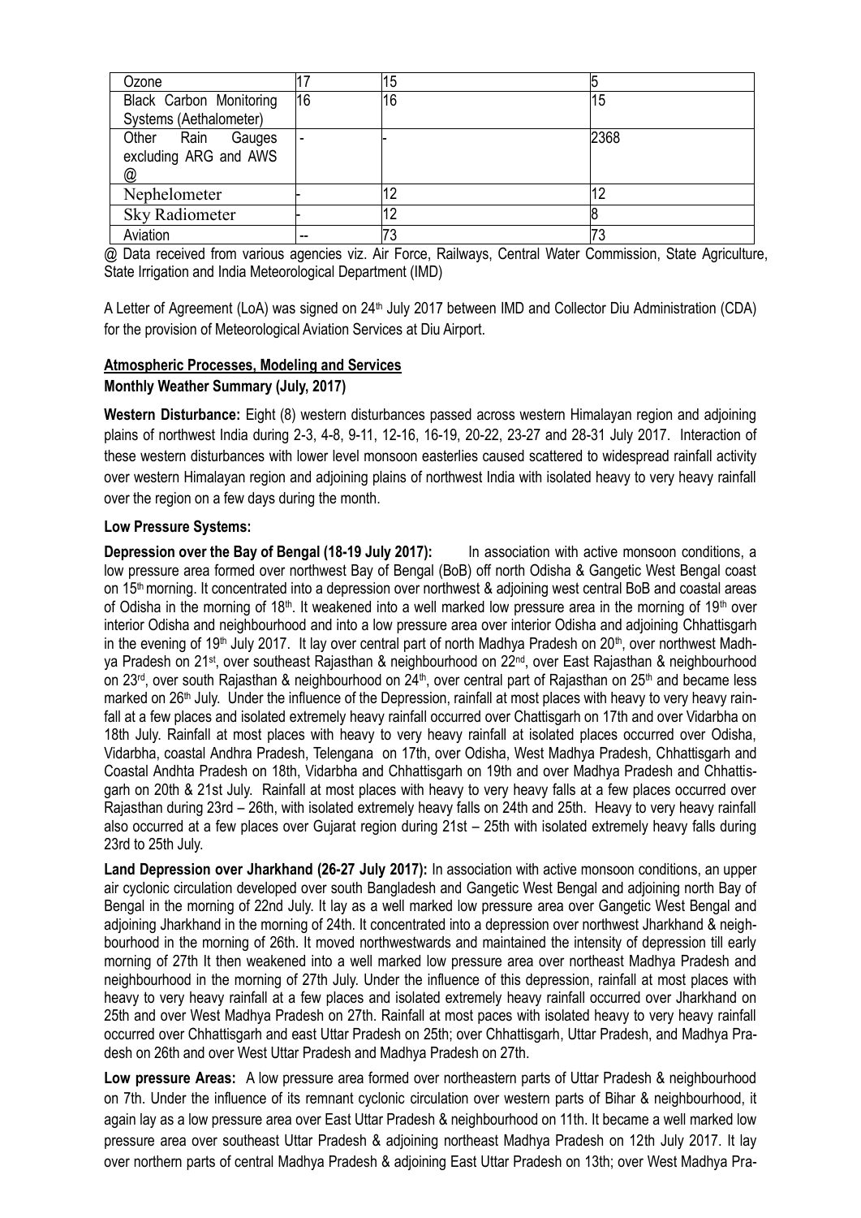| Ozone | 17 | 15 | 5 |
|---|---|---|---|
| Black Carbon Monitoring Systems (Aethalometer) | 16 | 16 | 15 |
| Other Rain Gauges excluding ARG and AWS @ | - | - | 2368 |
| Nephelometer | - | 12 | 12 |
| Sky Radiometer | - | 12 | 8 |
| Aviation | -- | 73 | 73 |

@ Data received from various agencies viz. Air Force, Railways, Central Water Commission, State Agriculture, State Irrigation and India Meteorological Department (IMD)

A Letter of Agreement (LoA) was signed on 24th July 2017 between IMD and Collector Diu Administration (CDA) for the provision of Meteorological Aviation Services at Diu Airport.

**Atmospheric Processes, Modeling and Services**

**Monthly Weather Summary (July, 2017)**

**Western Disturbance:** Eight (8) western disturbances passed across western Himalayan region and adjoining plains of northwest India during 2-3, 4-8, 9-11, 12-16, 16-19, 20-22, 23-27 and 28-31 July 2017. Interaction of these western disturbances with lower level monsoon easterlies caused scattered to widespread rainfall activity over western Himalayan region and adjoining plains of northwest India with isolated heavy to very heavy rainfall over the region on a few days during the month.

**Low Pressure Systems:**

**Depression over the Bay of Bengal (18-19 July 2017):** In association with active monsoon conditions, a low pressure area formed over northwest Bay of Bengal (BoB) off north Odisha & Gangetic West Bengal coast on 15th morning. It concentrated into a depression over northwest & adjoining west central BoB and coastal areas of Odisha in the morning of 18th. It weakened into a well marked low pressure area in the morning of 19th over interior Odisha and neighbourhood and into a low pressure area over interior Odisha and adjoining Chhattisgarh in the evening of 19th July 2017. It lay over central part of north Madhya Pradesh on 20th, over northwest Madhya Pradesh on 21st, over southeast Rajasthan & neighbourhood on 22nd, over East Rajasthan & neighbourhood on 23rd, over south Rajasthan & neighbourhood on 24th, over central part of Rajasthan on 25th and became less marked on 26th July. Under the influence of the Depression, rainfall at most places with heavy to very heavy rainfall at a few places and isolated extremely heavy rainfall occurred over Chattisgarh on 17th and over Vidarbha on 18th July. Rainfall at most places with heavy to very heavy rainfall at isolated places occurred over Odisha, Vidarbha, coastal Andhra Pradesh, Telengana on 17th, over Odisha, West Madhya Pradesh, Chhattisgarh and Coastal Andhta Pradesh on 18th, Vidarbha and Chhattisgarh on 19th and over Madhya Pradesh and Chhattisgarh on 20th & 21st July. Rainfall at most places with heavy to very heavy falls at a few places occurred over Rajasthan during 23rd – 26th, with isolated extremely heavy falls on 24th and 25th. Heavy to very heavy rainfall also occurred at a few places over Gujarat region during 21st – 25th with isolated extremely heavy falls during 23rd to 25th July.

**Land Depression over Jharkhand (26-27 July 2017):** In association with active monsoon conditions, an upper air cyclonic circulation developed over south Bangladesh and Gangetic West Bengal and adjoining north Bay of Bengal in the morning of 22nd July. It lay as a well marked low pressure area over Gangetic West Bengal and adjoining Jharkhand in the morning of 24th. It concentrated into a depression over northwest Jharkhand & neighbourhood in the morning of 26th. It moved northwestwards and maintained the intensity of depression till early morning of 27th It then weakened into a well marked low pressure area over northeast Madhya Pradesh and neighbourhood in the morning of 27th July. Under the influence of this depression, rainfall at most places with heavy to very heavy rainfall at a few places and isolated extremely heavy rainfall occurred over Jharkhand on 25th and over West Madhya Pradesh on 27th. Rainfall at most paces with isolated heavy to very heavy rainfall occurred over Chhattisgarh and east Uttar Pradesh on 25th; over Chhattisgarh, Uttar Pradesh, and Madhya Pradesh on 26th and over West Uttar Pradesh and Madhya Pradesh on 27th.

**Low pressure Areas:** A low pressure area formed over northeastern parts of Uttar Pradesh & neighbourhood on 7th. Under the influence of its remnant cyclonic circulation over western parts of Bihar & neighbourhood, it again lay as a low pressure area over East Uttar Pradesh & neighbourhood on 11th. It became a well marked low pressure area over southeast Uttar Pradesh & adjoining northeast Madhya Pradesh on 12th July 2017. It lay over northern parts of central Madhya Pradesh & adjoining East Uttar Pradesh on 13th; over West Madhya Pra-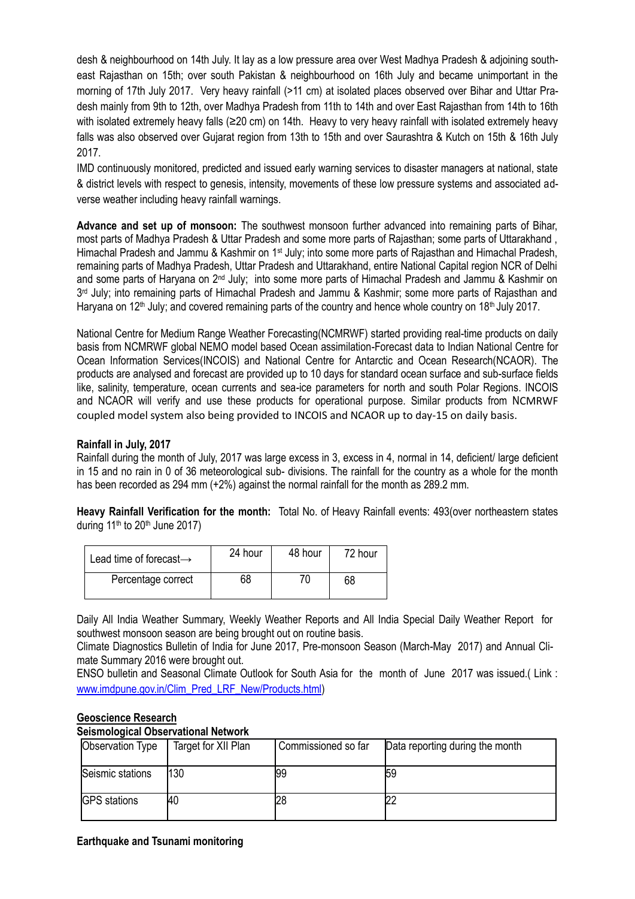desh & neighbourhood on 14th July. It lay as a low pressure area over West Madhya Pradesh & adjoining southeast Rajasthan on 15th; over south Pakistan & neighbourhood on 16th July and became unimportant in the morning of 17th July 2017. Very heavy rainfall (>11 cm) at isolated places observed over Bihar and Uttar Pradesh mainly from 9th to 12th, over Madhya Pradesh from 11th to 14th and over East Rajasthan from 14th to 16th with isolated extremely heavy falls (≥20 cm) on 14th. Heavy to very heavy rainfall with isolated extremely heavy falls was also observed over Gujarat region from 13th to 15th and over Saurashtra & Kutch on 15th & 16th July 2017.

IMD continuously monitored, predicted and issued early warning services to disaster managers at national, state & district levels with respect to genesis, intensity, movements of these low pressure systems and associated adverse weather including heavy rainfall warnings.

**Advance and set up of monsoon:** The southwest monsoon further advanced into remaining parts of Bihar, most parts of Madhya Pradesh & Uttar Pradesh and some more parts of Rajasthan; some parts of Uttarakhand , Himachal Pradesh and Jammu & Kashmir on 1st July; into some more parts of Rajasthan and Himachal Pradesh, remaining parts of Madhya Pradesh, Uttar Pradesh and Uttarakhand, entire National Capital region NCR of Delhi and some parts of Haryana on 2nd July; into some more parts of Himachal Pradesh and Jammu & Kashmir on 3rd July; into remaining parts of Himachal Pradesh and Jammu & Kashmir; some more parts of Rajasthan and Haryana on 12th July; and covered remaining parts of the country and hence whole country on 18th July 2017.

National Centre for Medium Range Weather Forecasting(NCMRWF) started providing real-time products on daily basis from NCMRWF global NEMO model based Ocean assimilation-Forecast data to Indian National Centre for Ocean Information Services(INCOIS) and National Centre for Antarctic and Ocean Research(NCAOR). The products are analysed and forecast are provided up to 10 days for standard ocean surface and sub-surface fields like, salinity, temperature, ocean currents and sea-ice parameters for north and south Polar Regions. INCOIS and NCAOR will verify and use these products for operational purpose. Similar products from NCMRWF coupled model system also being provided to INCOIS and NCAOR up to day-15 on daily basis.

**Rainfall in July, 2017**

Rainfall during the month of July, 2017 was large excess in 3, excess in 4, normal in 14, deficient/ large deficient in 15 and no rain in 0 of 36 meteorological sub- divisions. The rainfall for the country as a whole for the month has been recorded as 294 mm (+2%) against the normal rainfall for the month as 289.2 mm.

**Heavy Rainfall Verification for the month:** Total No. of Heavy Rainfall events: 493(over northeastern states during 11th to 20th June 2017)

| Lead time of forecast→ | 24 hour | 48 hour | 72 hour |
|---|---|---|---|
| Percentage correct | 68 | 70 | 68 |

Daily All India Weather Summary, Weekly Weather Reports and All India Special Daily Weather Report for southwest monsoon season are being brought out on routine basis.

Climate Diagnostics Bulletin of India for June 2017, Pre-monsoon Season (March-May 2017) and Annual Climate Summary 2016 were brought out.

ENSO bulletin and Seasonal Climate Outlook for South Asia for the month of June 2017 was issued.( Link : www.imdpune.gov.in/Clim_Pred_LRF_New/Products.html)

**Geoscience Research**

**Seismological Observational Network**

| Observation Type | Target for XII Plan | Commissioned so far | Data reporting during the month |
|---|---|---|---|
| Seismic stations | 130 | 99 | 59 |
| GPS stations | 40 | 28 | 22 |

**Earthquake and Tsunami monitoring**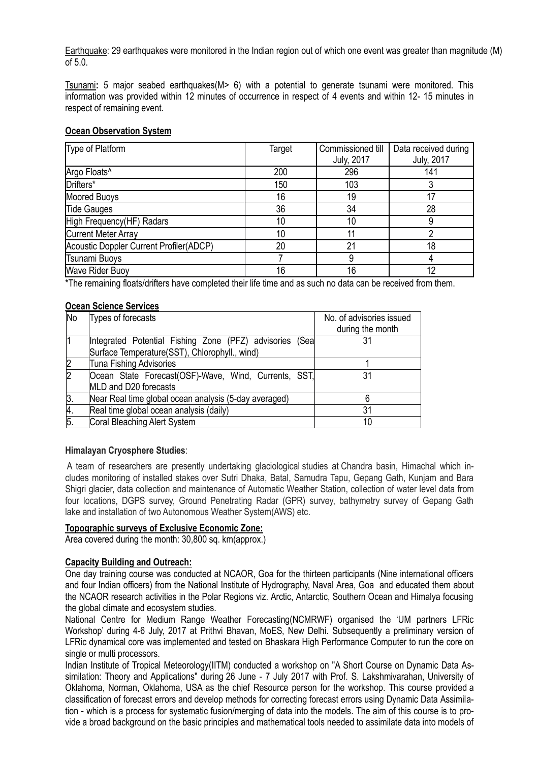Earthquake: 29 earthquakes were monitored in the Indian region out of which one event was greater than magnitude (M) of 5.0.

Tsunami**:** 5 major seabed earthquakes(M> 6) with a potential to generate tsunami were monitored. This information was provided within 12 minutes of occurrence in respect of 4 events and within 12- 15 minutes in respect of remaining event.

**Ocean Observation System**

| Type of Platform | Target | Commissioned till July, 2017 | Data received during July, 2017 |
|---|---|---|---|
| Argo Floats^ | 200 | 296 | 141 |
| Drifters* | 150 | 103 | 3 |
| Moored Buoys | 16 | 19 | 17 |
| Tide Gauges | 36 | 34 | 28 |
| High Frequency(HF) Radars | 10 | 10 | 9 |
| Current Meter Array | 10 | 11 | 2 |
| Acoustic Doppler Current Profiler(ADCP) | 20 | 21 | 18 |
| Tsunami Buoys | 7 | 9 | 4 |
| Wave Rider Buoy | 16 | 16 | 12 |

*The remaining floats/drifters have completed their life time and as such no data can be received from them.

**Ocean Science Services**

| No | Types of forecasts | No. of advisories issued during the month |
|---|---|---|
| 1 | Integrated Potential Fishing Zone (PFZ) advisories (Sea Surface Temperature(SST), Chlorophyll., wind) | 31 |
| 2 | Tuna Fishing Advisories | 1 |
| 2 | Ocean State Forecast(OSF)-Wave, Wind, Currents, SST, MLD and D20 forecasts | 31 |
| 3. | Near Real time global ocean analysis (5-day averaged) | 6 |
| 4. | Real time global ocean analysis (daily) | 31 |
| 5. | Coral Bleaching Alert System | 10 |

**Himalayan Cryosphere Studies**:

A team of researchers are presently undertaking glaciological studies at Chandra basin, Himachal which includes monitoring of installed stakes over Sutri Dhaka, Batal, Samudra Tapu, Gepang Gath, Kunjam and Bara Shigri glacier, data collection and maintenance of Automatic Weather Station, collection of water level data from four locations, DGPS survey, Ground Penetrating Radar (GPR) survey, bathymetry survey of Gepang Gath lake and installation of two Autonomous Weather System(AWS) etc.

**Topographic surveys of Exclusive Economic Zone:**

Area covered during the month: 30,800 sq. km(approx.)

**Capacity Building and Outreach:**

One day training course was conducted at NCAOR, Goa for the thirteen participants (Nine international officers and four Indian officers) from the National Institute of Hydrography, Naval Area, Goa and educated them about the NCAOR research activities in the Polar Regions viz. Arctic, Antarctic, Southern Ocean and Himalya focusing the global climate and ecosystem studies.

National Centre for Medium Range Weather Forecasting(NCMRWF) organised the 'UM partners LFRic Workshop' during 4-6 July, 2017 at Prithvi Bhavan, MoES, New Delhi. Subsequently a preliminary version of LFRic dynamical core was implemented and tested on Bhaskara High Performance Computer to run the core on single or multi processors.

Indian Institute of Tropical Meteorology(IITM) conducted a workshop on "A Short Course on Dynamic Data Assimilation: Theory and Applications" during 26 June - 7 July 2017 with Prof. S. Lakshmivarahan, University of Oklahoma, Norman, Oklahoma, USA as the chief Resource person for the workshop. This course provided a classification of forecast errors and develop methods for correcting forecast errors using Dynamic Data Assimilation - which is a process for systematic fusion/merging of data into the models. The aim of this course is to provide a broad background on the basic principles and mathematical tools needed to assimilate data into models of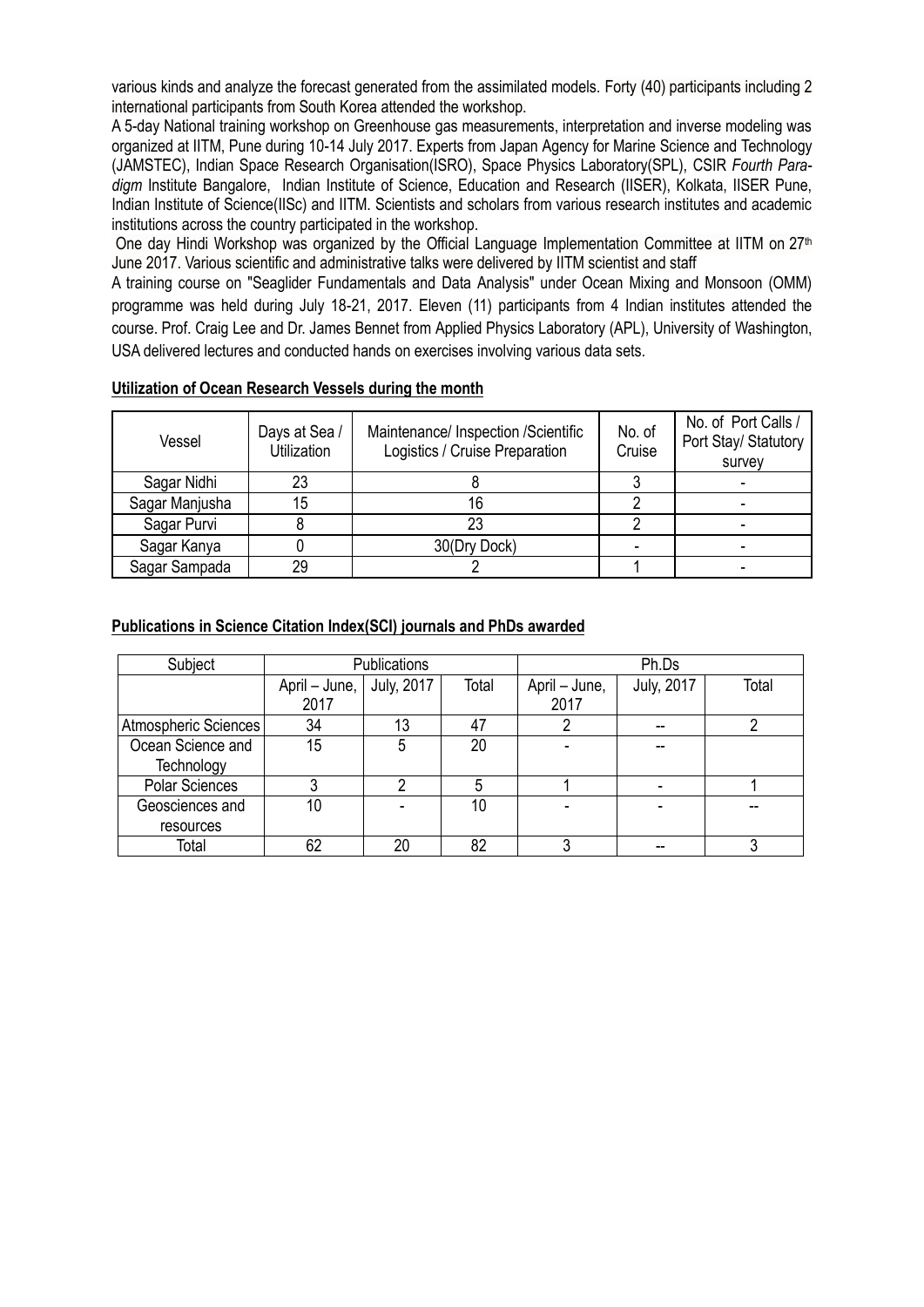various kinds and analyze the forecast generated from the assimilated models. Forty (40) participants including 2 international participants from South Korea attended the workshop.

A 5-day National training workshop on Greenhouse gas measurements, interpretation and inverse modeling was organized at IITM, Pune during 10-14 July 2017. Experts from Japan Agency for Marine Science and Technology (JAMSTEC), Indian Space Research Organisation(ISRO), Space Physics Laboratory(SPL), CSIR *Fourth Paradigm* Institute Bangalore, Indian Institute of Science, Education and Research (IISER), Kolkata, IISER Pune, Indian Institute of Science(IISc) and IITM. Scientists and scholars from various research institutes and academic institutions across the country participated in the workshop.

One day Hindi Workshop was organized by the Official Language Implementation Committee at IITM on 27th June 2017. Various scientific and administrative talks were delivered by IITM scientist and staff

A training course on "Seaglider Fundamentals and Data Analysis" under Ocean Mixing and Monsoon (OMM) programme was held during July 18-21, 2017. Eleven (11) participants from 4 Indian institutes attended the course. Prof. Craig Lee and Dr. James Bennet from Applied Physics Laboratory (APL), University of Washington, USA delivered lectures and conducted hands on exercises involving various data sets.

**Utilization of Ocean Research Vessels during the month**

| Vessel | Days at Sea / Utilization | Maintenance/ Inspection /Scientific Logistics / Cruise Preparation | No. of Cruise | No. of Port Calls / Port Stay/ Statutory survey |
|---|---|---|---|---|
| Sagar Nidhi | 23 | 8 | 3 | - |
| Sagar Manjusha | 15 | 16 | 2 | - |
| Sagar Purvi | 8 | 23 | 2 | - |
| Sagar Kanya | 0 | 30(Dry Dock) | - | - |
| Sagar Sampada | 29 | 2 | 1 | - |

**Publications in Science Citation Index(SCI) journals and PhDs awarded**

| Subject | Publications | | | Ph.Ds | | |
|---|---|---|---|---|---|---|
| | April – June, 2017 | July, 2017 | Total | April – June, 2017 | July, 2017 | Total |
| Atmospheric Sciences | 34 | 13 | 47 | 2 | -- | 2 |
| Ocean Science and Technology | 15 | 5 | 20 | - | -- | |
| Polar Sciences | 3 | 2 | 5 | 1 | - | 1 |
| Geosciences and resources | 10 | - | 10 | - | - | -- |
| Total | 62 | 20 | 82 | 3 | -- | 3 |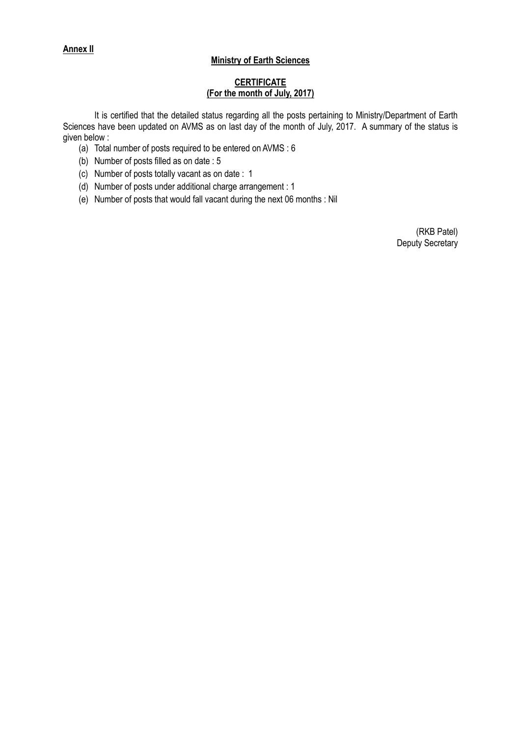**Annex II**

**Ministry of Earth Sciences**

**CERTIFICATE**
**(For the month of July, 2017)**

It is certified that the detailed status regarding all the posts pertaining to Ministry/Department of Earth Sciences have been updated on AVMS as on last day of the month of July, 2017. A summary of the status is given below :

(a) Total number of posts required to be entered on AVMS : 6

(b) Number of posts filled as on date : 5

(c) Number of posts totally vacant as on date : 1

(d) Number of posts under additional charge arrangement : 1

(e) Number of posts that would fall vacant during the next 06 months : Nil

(RKB Patel)
Deputy Secretary